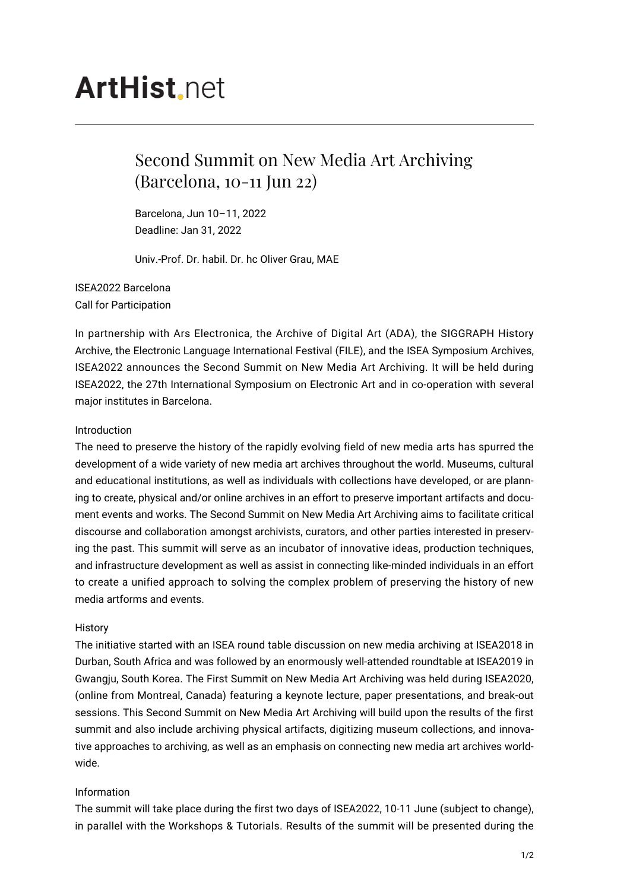# ArtHist.net

## Second Summit on New Media Art Archiving (Barcelona, 10-11 Jun 22)

Barcelona, Jun 10–11, 2022
Deadline: Jan 31, 2022

Univ.-Prof. Dr. habil. Dr. hc Oliver Grau, MAE

ISEA2022 Barcelona
Call for Participation

In partnership with Ars Electronica, the Archive of Digital Art (ADA), the SIGGRAPH History Archive, the Electronic Language International Festival (FILE), and the ISEA Symposium Archives, ISEA2022 announces the Second Summit on New Media Art Archiving. It will be held during ISEA2022, the 27th International Symposium on Electronic Art and in co-operation with several major institutes in Barcelona.

Introduction
The need to preserve the history of the rapidly evolving field of new media arts has spurred the development of a wide variety of new media art archives throughout the world. Museums, cultural and educational institutions, as well as individuals with collections have developed, or are planning to create, physical and/or online archives in an effort to preserve important artifacts and document events and works. The Second Summit on New Media Art Archiving aims to facilitate critical discourse and collaboration amongst archivists, curators, and other parties interested in preserving the past. This summit will serve as an incubator of innovative ideas, production techniques, and infrastructure development as well as assist in connecting like-minded individuals in an effort to create a unified approach to solving the complex problem of preserving the history of new media artforms and events.

History
The initiative started with an ISEA round table discussion on new media archiving at ISEA2018 in Durban, South Africa and was followed by an enormously well-attended roundtable at ISEA2019 in Gwangju, South Korea. The First Summit on New Media Art Archiving was held during ISEA2020, (online from Montreal, Canada) featuring a keynote lecture, paper presentations, and break-out sessions. This Second Summit on New Media Art Archiving will build upon the results of the first summit and also include archiving physical artifacts, digitizing museum collections, and innovative approaches to archiving, as well as an emphasis on connecting new media art archives worldwide.

Information
The summit will take place during the first two days of ISEA2022, 10-11 June (subject to change), in parallel with the Workshops & Tutorials. Results of the summit will be presented during the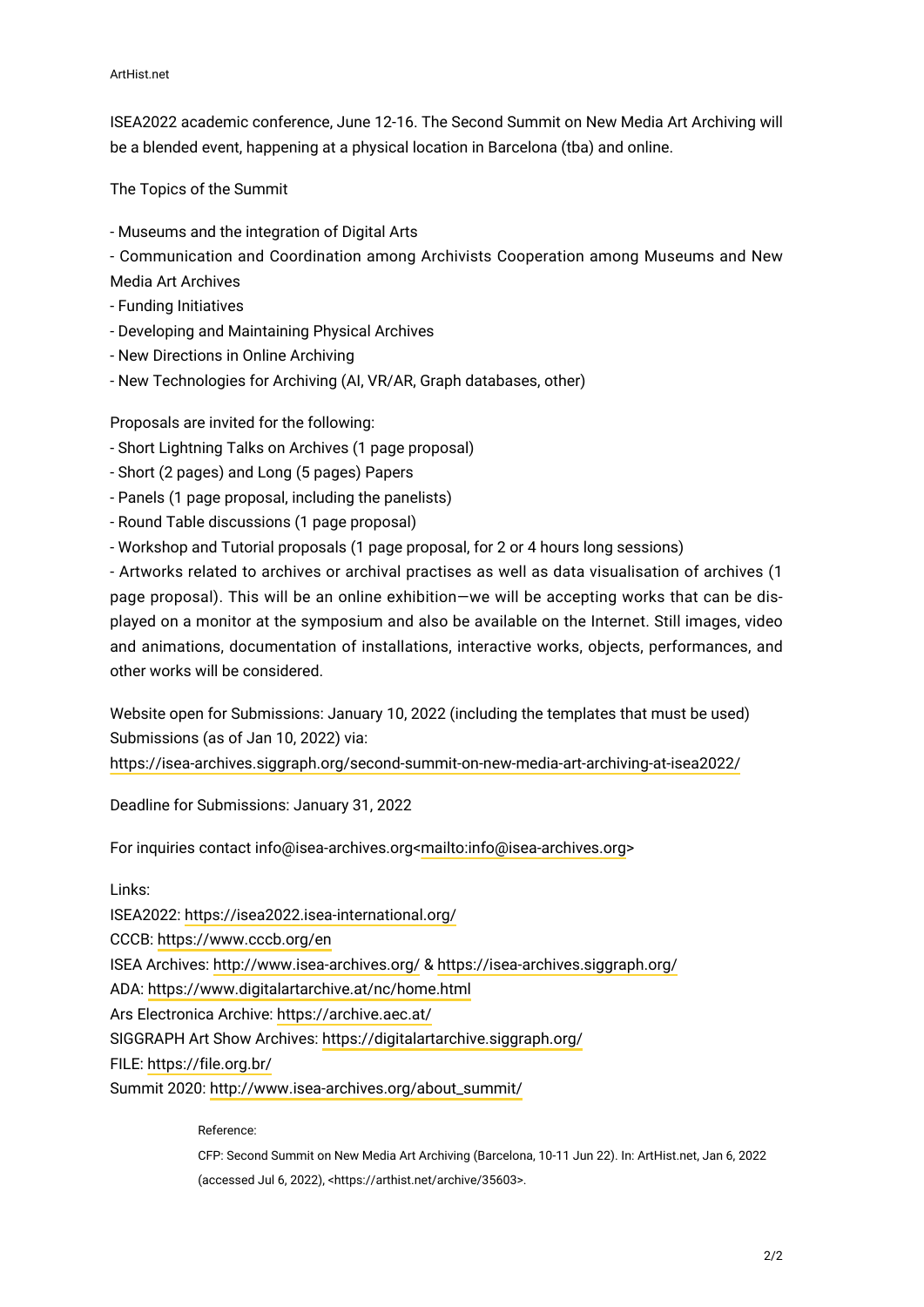ISEA2022 academic conference, June 12-16. The Second Summit on New Media Art Archiving will be a blended event, happening at a physical location in Barcelona (tba) and online.

The Topics of the Summit

- Museums and the integration of Digital Arts
- Communication and Coordination among Archivists Cooperation among Museums and New Media Art Archives
- Funding Initiatives
- Developing and Maintaining Physical Archives
- New Directions in Online Archiving
- New Technologies for Archiving (AI, VR/AR, Graph databases, other)

Proposals are invited for the following:

- Short Lightning Talks on Archives (1 page proposal)
- Short (2 pages) and Long (5 pages) Papers
- Panels (1 page proposal, including the panelists)
- Round Table discussions (1 page proposal)
- Workshop and Tutorial proposals (1 page proposal, for 2 or 4 hours long sessions)
- Artworks related to archives or archival practises as well as data visualisation of archives (1 page proposal). This will be an online exhibition—we will be accepting works that can be displayed on a monitor at the symposium and also be available on the Internet. Still images, video and animations, documentation of installations, interactive works, objects, performances, and other works will be considered.

Website open for Submissions: January 10, 2022 (including the templates that must be used)
Submissions (as of Jan 10, 2022) via:
https://isea-archives.siggraph.org/second-summit-on-new-media-art-archiving-at-isea2022/

Deadline for Submissions: January 31, 2022

For inquiries contact info@isea-archives.org<mailto:info@isea-archives.org>

Links:
ISEA2022: https://isea2022.isea-international.org/
CCCB: https://www.cccb.org/en
ISEA Archives: http://www.isea-archives.org/ & https://isea-archives.siggraph.org/
ADA: https://www.digitalartarchive.at/nc/home.html
Ars Electronica Archive: https://archive.aec.at/
SIGGRAPH Art Show Archives: https://digitalartarchive.siggraph.org/
FILE: https://file.org.br/
Summit 2020: http://www.isea-archives.org/about_summit/

Reference:

CFP: Second Summit on New Media Art Archiving (Barcelona, 10-11 Jun 22). In: ArtHist.net, Jan 6, 2022 (accessed Jul 6, 2022), <https://arthist.net/archive/35603>.